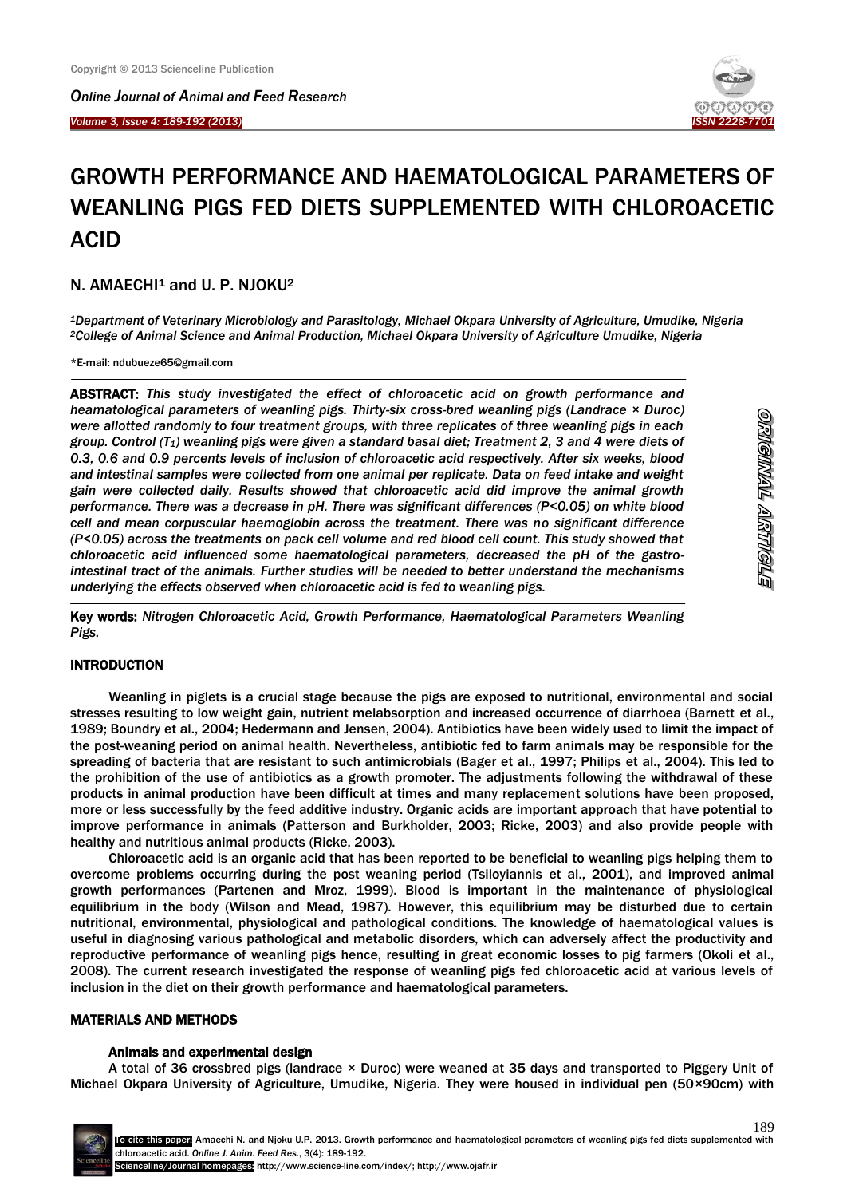# GROWTH PERFORMANCE AND HAEMATOLOGICAL PARAMETERS OF WEANLING PIGS FED DIETS SUPPLEMENTED WITH CHLOROACETIC ACID

N. AMAECHI[1] and U. P. NJOKU[2]

*[1]Department of Veterinary Microbiology and Parasitology, Michael Okpara University of Agriculture, Umudike, Nigeria*
*[2]College of Animal Science and Animal Production, Michael Okpara University of Agriculture Umudike, Nigeria*

*E-mail: ndubueze65@gmail.com

**ABSTRACT:** *This study investigated the effect of chloroacetic acid on growth performance and heamatological parameters of weanling pigs. Thirty-six cross-bred weanling pigs (Landrace × Duroc) were allotted randomly to four treatment groups, with three replicates of three weanling pigs in each group. Control ($T_1$) weanling pigs were given a standard basal diet; Treatment 2, 3 and 4 were diets of 0.3, 0.6 and 0.9 percents levels of inclusion of chloroacetic acid respectively. After six weeks, blood and intestinal samples were collected from one animal per replicate. Data on feed intake and weight gain were collected daily. Results showed that chloroacetic acid did improve the animal growth performance. There was a decrease in pH. There was significant differences (P<0.05) on white blood cell and mean corpuscular haemoglobin across the treatment. There was no significant difference (P<0.05) across the treatments on pack cell volume and red blood cell count. This study showed that chloroacetic acid influenced some haematological parameters, decreased the pH of the gastro-intestinal tract of the animals. Further studies will be needed to better understand the mechanisms underlying the effects observed when chloroacetic acid is fed to weanling pigs.*

**Key words:** *Nitrogen Chloroacetic Acid, Growth Performance, Haematological Parameters Weanling Pigs.*

ORIGINAL ARTICLE

## INTRODUCTION

Weanling in piglets is a crucial stage because the pigs are exposed to nutritional, environmental and social stresses resulting to low weight gain, nutrient melabsorption and increased occurrence of diarrhoea (Barnett et al., 1989; Boundry et al., 2004; Hedermann and Jensen, 2004). Antibiotics have been widely used to limit the impact of the post-weaning period on animal health. Nevertheless, antibiotic fed to farm animals may be responsible for the spreading of bacteria that are resistant to such antimicrobials (Bager et al., 1997; Philips et al., 2004). This led to the prohibition of the use of antibiotics as a growth promoter. The adjustments following the withdrawal of these products in animal production have been difficult at times and many replacement solutions have been proposed, more or less successfully by the feed additive industry. Organic acids are important approach that have potential to improve performance in animals (Patterson and Burkholder, 2003; Ricke, 2003) and also provide people with healthy and nutritious animal products (Ricke, 2003).

Chloroacetic acid is an organic acid that has been reported to be beneficial to weanling pigs helping them to overcome problems occurring during the post weaning period (Tsiloyiannis et al., 2001), and improved animal growth performances (Partenen and Mroz, 1999). Blood is important in the maintenance of physiological equilibrium in the body (Wilson and Mead, 1987). However, this equilibrium may be disturbed due to certain nutritional, environmental, physiological and pathological conditions. The knowledge of haematological values is useful in diagnosing various pathological and metabolic disorders, which can adversely affect the productivity and reproductive performance of weanling pigs hence, resulting in great economic losses to pig farmers (Okoli et al., 2008). The current research investigated the response of weanling pigs fed chloroacetic acid at various levels of inclusion in the diet on their growth performance and haematological parameters.

## MATERIALS AND METHODS

### Animals and experimental design

A total of 36 crossbred pigs (landrace × Duroc) were weaned at 35 days and transported to Piggery Unit of Michael Okpara University of Agriculture, Umudike, Nigeria. They were housed in individual pen (50×90cm) with

To cite this paper: Amaechi N. and Njoku U.P. 2013. Growth performance and haematological parameters of weanling pigs fed diets supplemented with chloroacetic acid. *Online J. Anim. Feed Res.*, 3(4): 189-192.
Scienceline/Journal homepages: http://www.science-line.com/index/; http://www.ojafr.ir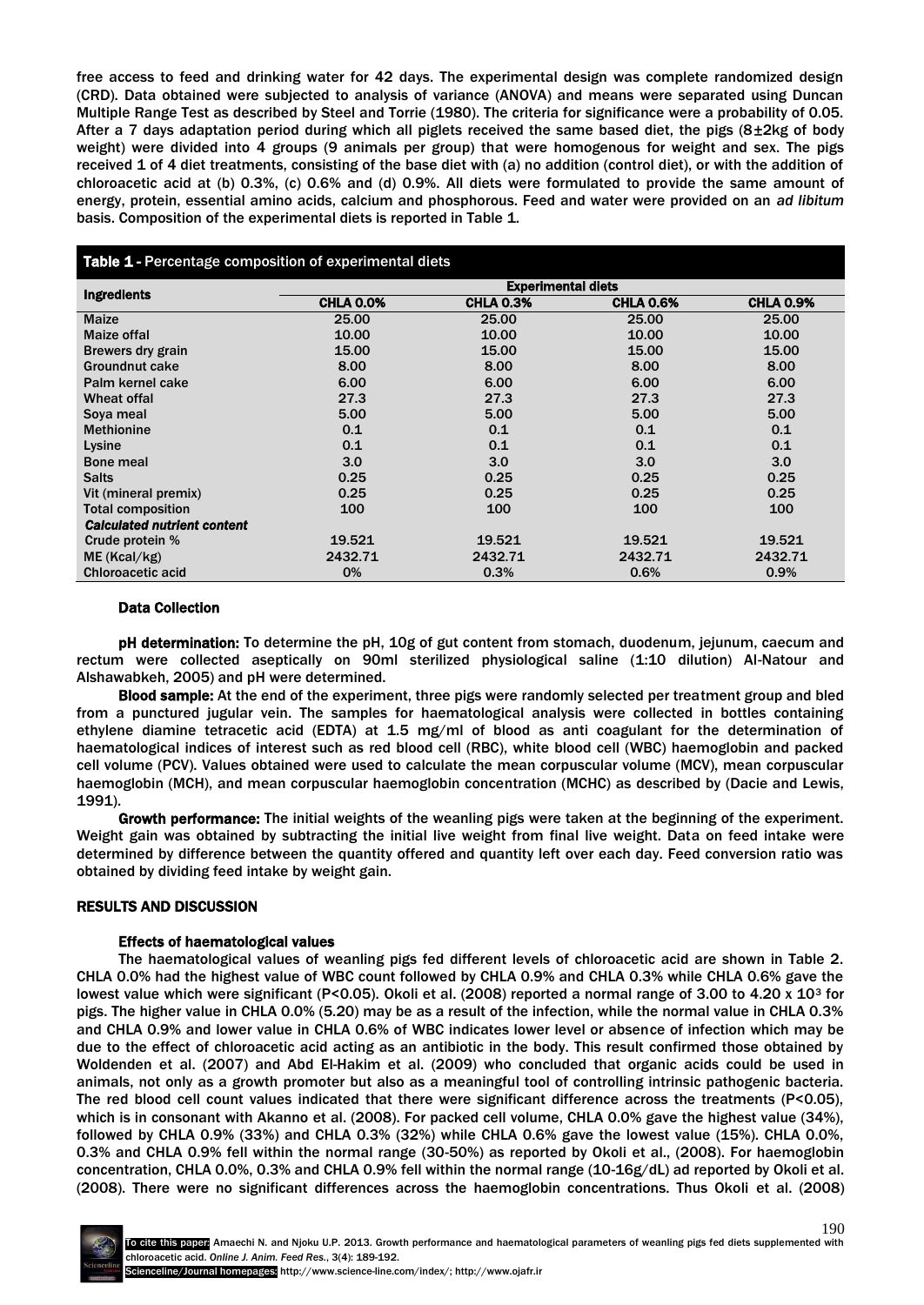free access to feed and drinking water for 42 days. The experimental design was complete randomized design (CRD). Data obtained were subjected to analysis of variance (ANOVA) and means were separated using Duncan Multiple Range Test as described by Steel and Torrie (1980). The criteria for significance were a probability of 0.05. After a 7 days adaptation period during which all piglets received the same based diet, the pigs (8±2kg of body weight) were divided into 4 groups (9 animals per group) that were homogenous for weight and sex. The pigs received 1 of 4 diet treatments, consisting of the base diet with (a) no addition (control diet), or with the addition of chloroacetic acid at (b) 0.3%, (c) 0.6% and (d) 0.9%. All diets were formulated to provide the same amount of energy, protein, essential amino acids, calcium and phosphorous. Feed and water were provided on an *ad libitum* basis. Composition of the experimental diets is reported in Table 1.

**Table 1 -** Percentage composition of experimental diets

| Ingredients | Experimental diets | | | |
|---|---|---|---|---|
| | **CHLA 0.0%** | **CHLA 0.3%** | **CHLA 0.6%** | **CHLA 0.9%** |
| Maize | 25.00 | 25.00 | 25.00 | 25.00 |
| Maize offal | 10.00 | 10.00 | 10.00 | 10.00 |
| Brewers dry grain | 15.00 | 15.00 | 15.00 | 15.00 |
| Groundnut cake | 8.00 | 8.00 | 8.00 | 8.00 |
| Palm kernel cake | 6.00 | 6.00 | 6.00 | 6.00 |
| Wheat offal | 27.3 | 27.3 | 27.3 | 27.3 |
| Soya meal | 5.00 | 5.00 | 5.00 | 5.00 |
| Methionine | 0.1 | 0.1 | 0.1 | 0.1 |
| Lysine | 0.1 | 0.1 | 0.1 | 0.1 |
| Bone meal | 3.0 | 3.0 | 3.0 | 3.0 |
| Salts | 0.25 | 0.25 | 0.25 | 0.25 |
| Vit (mineral premix) | 0.25 | 0.25 | 0.25 | 0.25 |
| Total composition | 100 | 100 | 100 | 100 |
| ***Calculated nutrient content*** | | | | |
| Crude protein % | 19.521 | 19.521 | 19.521 | 19.521 |
| ME (Kcal/kg) | 2432.71 | 2432.71 | 2432.71 | 2432.71 |
| Chloroacetic acid | 0% | 0.3% | 0.6% | 0.9% |

### Data Collection

**pH determination:** To determine the pH, 10g of gut content from stomach, duodenum, jejunum, caecum and rectum were collected aseptically on 90ml sterilized physiological saline (1:10 dilution) Al-Natour and Alshawabkeh, 2005) and pH were determined.

**Blood sample:** At the end of the experiment, three pigs were randomly selected per treatment group and bled from a punctured jugular vein. The samples for haematological analysis were collected in bottles containing ethylene diamine tetracetic acid (EDTA) at 1.5 mg/ml of blood as anti coagulant for the determination of haematological indices of interest such as red blood cell (RBC), white blood cell (WBC) haemoglobin and packed cell volume (PCV). Values obtained were used to calculate the mean corpuscular volume (MCV), mean corpuscular haemoglobin (MCH), and mean corpuscular haemoglobin concentration (MCHC) as described by (Dacie and Lewis, 1991).

**Growth performance:** The initial weights of the weanling pigs were taken at the beginning of the experiment. Weight gain was obtained by subtracting the initial live weight from final live weight. Data on feed intake were determined by difference between the quantity offered and quantity left over each day. Feed conversion ratio was obtained by dividing feed intake by weight gain.

## RESULTS AND DISCUSSION

### Effects of haematological values

The haematological values of weanling pigs fed different levels of chloroacetic acid are shown in Table 2. CHLA 0.0% had the highest value of WBC count followed by CHLA 0.9% and CHLA 0.3% while CHLA 0.6% gave the lowest value which were significant ($P<0.05$). Okoli et al. (2008) reported a normal range of 3.00 to 4.20 x $10^3$ for pigs. The higher value in CHLA 0.0% (5.20) may be as a result of the infection, while the normal value in CHLA 0.3% and CHLA 0.9% and lower value in CHLA 0.6% of WBC indicates lower level or absence of infection which may be due to the effect of chloroacetic acid acting as an antibiotic in the body. This result confirmed those obtained by Woldenden et al. (2007) and Abd El-Hakim et al. (2009) who concluded that organic acids could be used in animals, not only as a growth promoter but also as a meaningful tool of controlling intrinsic pathogenic bacteria. The red blood cell count values indicated that there were significant difference across the treatments ($P<0.05$), which is in consonant with Akanno et al. (2008). For packed cell volume, CHLA 0.0% gave the highest value (34%), followed by CHLA 0.9% (33%) and CHLA 0.3% (32%) while CHLA 0.6% gave the lowest value (15%). CHLA 0.0%, 0.3% and CHLA 0.9% fell within the normal range (30-50%) as reported by Okoli et al., (2008). For haemoglobin concentration, CHLA 0.0%, 0.3% and CHLA 0.9% fell within the normal range (10-16g/dL) ad reported by Okoli et al. (2008). There were no significant differences across the haemoglobin concentrations. Thus Okoli et al. (2008)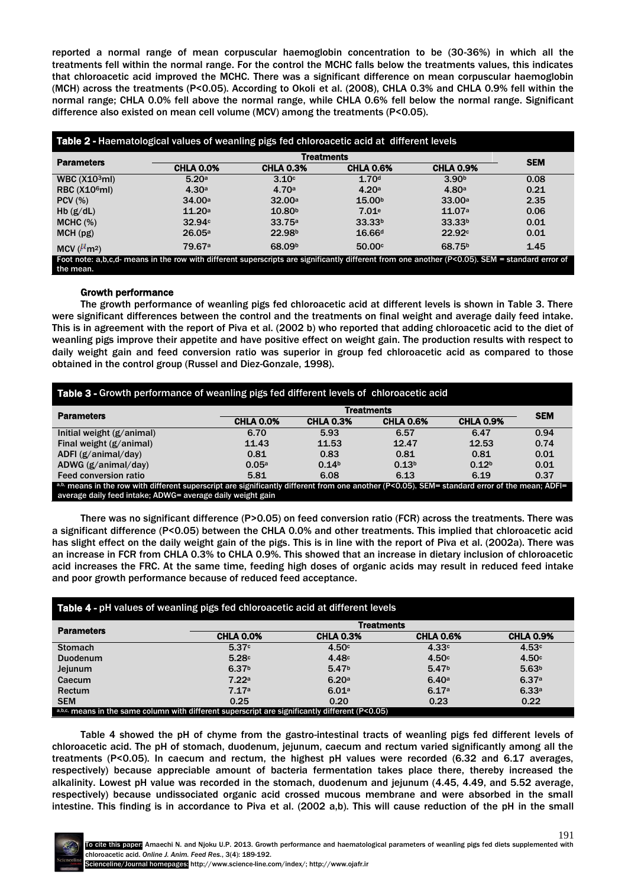reported a normal range of mean corpuscular haemoglobin concentration to be (30-36%) in which all the treatments fell within the normal range. For the control the MCHC falls below the treatments values, this indicates that chloroacetic acid improved the MCHC. There was a significant difference on mean corpuscular haemoglobin (MCH) across the treatments (P<0.05). According to Okoli et al. (2008), CHLA 0.3% and CHLA 0.9% fell within the normal range; CHLA 0.0% fell above the normal range, while CHLA 0.6% fell below the normal range. Significant difference also existed on mean cell volume (MCV) among the treatments (P<0.05).

**Table 2 - Haematological values of weanling pigs fed chloroacetic acid at different levels**

| Parameters | Treatments | | | | SEM |
|---|---|---|---|---|---|
| | CHLA 0.0% | CHLA 0.3% | CHLA 0.6% | CHLA 0.9% | |
| WBC ($X10^3$ml) | 5.20[a] | 3.10[c] | 1.70[d] | 3.90[b] | 0.08 |
| RBC ($X10^6$ml) | 4.30[a] | 4.70[a] | 4.20[a] | 4.80[a] | 0.21 |
| PCV (%) | 34.00[a] | 32.00[a] | 15.00[b] | 33.00[a] | 2.35 |
| Hb (g/dL) | 11.20[a] | 10.80[b] | 7.01[e] | 11.07[a] | 0.06 |
| MCHC (%) | 32.94[c] | 33.75[a] | 33.33[b] | 33.33[b] | 0.01 |
| MCH (pg) | 26.05[a] | 22.98[b] | 16.66[d] | 22.92[c] | 0.01 |
| MCV ($\mu m^2$) | 79.67[a] | 68.09[b] | 50.00[c] | 68.75[b] | 1.45 |

Foot note: a,b,c,d- means in the row with different superscripts are significantly different from one another (P<0.05). SEM = standard error of the mean.

### Growth performance

The growth performance of weanling pigs fed chloroacetic acid at different levels is shown in Table 3. There were significant differences between the control and the treatments on final weight and average daily feed intake. This is in agreement with the report of Piva et al. (2002 b) who reported that adding chloroacetic acid to the diet of weanling pigs improve their appetite and have positive effect on weight gain. The production results with respect to daily weight gain and feed conversion ratio was superior in group fed chloroacetic acid as compared to those obtained in the control group (Russel and Diez-Gonzale, 1998).

**Table 3 - Growth performance of weanling pigs fed different levels of chloroacetic acid**

| Parameters | Treatments | | | | SEM |
|---|---|---|---|---|---|
| | CHLA 0.0% | CHLA 0.3% | CHLA 0.6% | CHLA 0.9% | |
| Initial weight (g/animal) | 6.70 | 5.93 | 6.57 | 6.47 | 0.94 |
| Final weight (g/animal) | 11.43 | 11.53 | 12.47 | 12.53 | 0.74 |
| ADFI (g/animal/day) | 0.81 | 0.83 | 0.81 | 0.81 | 0.01 |
| ADWG (g/animal/day) | 0.05[a] | 0.14[b] | 0.13[b] | 0.12[b] | 0.01 |
| Feed conversion ratio | 5.81 | 6.08 | 6.13 | 6.19 | 0.37 |

[a,b] means in the row with different superscript are significantly different from one another (P<0.05). SEM= standard error of the mean; ADFI= average daily feed intake; ADWG= average daily weight gain

There was no significant difference (P>0.05) on feed conversion ratio (FCR) across the treatments. There was a significant difference (P<0.05) between the CHLA 0.0% and other treatments. This implied that chloroacetic acid has slight effect on the daily weight gain of the pigs. This is in line with the report of Piva et al. (2002a). There was an increase in FCR from CHLA 0.3% to CHLA 0.9%. This showed that an increase in dietary inclusion of chloroacetic acid increases the FRC. At the same time, feeding high doses of organic acids may result in reduced feed intake and poor growth performance because of reduced feed acceptance.

**Table 4 - pH values of weanling pigs fed chloroacetic acid at different levels**

| Parameters | Treatments | | | |
|---|---|---|---|---|
| | CHLA 0.0% | CHLA 0.3% | CHLA 0.6% | CHLA 0.9% |
| Stomach | 5.37[c] | 4.50[c] | 4.33[c] | 4.53[c] |
| Duodenum | 5.28[c] | 4.48[c] | 4.50[c] | 4.50[c] |
| Jejunum | 6.37[b] | 5.47[b] | 5.47[b] | 5.63[b] |
| Caecum | 7.22[a] | 6.20[a] | 6.40[a] | 6.37[a] |
| Rectum | 7.17[a] | 6.01[a] | 6.17[a] | 6.33[a] |
| SEM | 0.25 | 0.20 | 0.23 | 0.22 |

[a,b,c.] means in the same column with different superscript are significantly different (P<0.05)

Table 4 showed the pH of chyme from the gastro-intestinal tracts of weanling pigs fed different levels of chloroacetic acid. The pH of stomach, duodenum, jejunum, caecum and rectum varied significantly among all the treatments (P<0.05). In caecum and rectum, the highest pH values were recorded (6.32 and 6.17 averages, respectively) because appreciable amount of bacteria fermentation takes place there, thereby increased the alkalinity. Lowest pH value was recorded in the stomach, duodenum and jejunum (4.45, 4.49, and 5.52 average, respectively) because undissociated organic acid crossed mucous membrane and were absorbed in the small intestine. This finding is in accordance to Piva et al. (2002 a,b). This will cause reduction of the pH in the small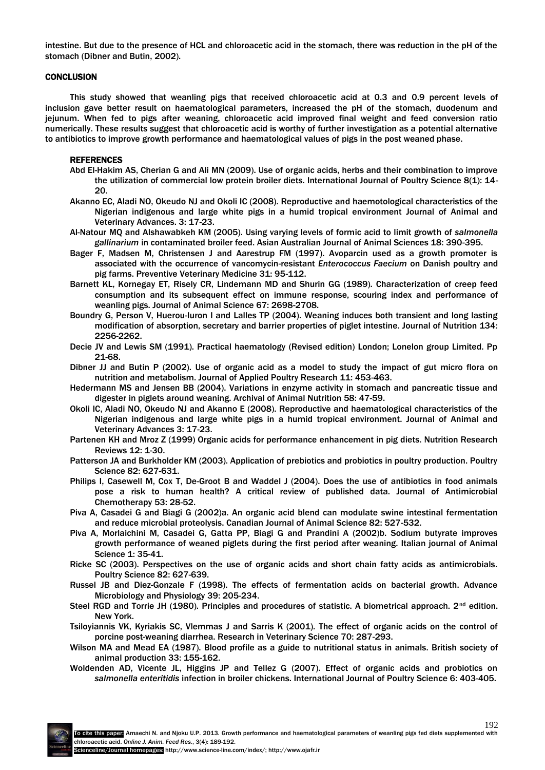intestine. But due to the presence of HCL and chloroacetic acid in the stomach, there was reduction in the pH of the stomach (Dibner and Butin, 2002).

## CONCLUSION

This study showed that weanling pigs that received chloroacetic acid at 0.3 and 0.9 percent levels of inclusion gave better result on haematological parameters, increased the pH of the stomach, duodenum and jejunum. When fed to pigs after weaning, chloroacetic acid improved final weight and feed conversion ratio numerically. These results suggest that chloroacetic acid is worthy of further investigation as a potential alternative to antibiotics to improve growth performance and haematological values of pigs in the post weaned phase.

## REFERENCES

Abd El-Hakim AS, Cherian G and Ali MN (2009). Use of organic acids, herbs and their combination to improve the utilization of commercial low protein broiler diets. International Journal of Poultry Science 8(1): 14-20.

Akanno EC, Aladi NO, Okeudo NJ and Okoli IC (2008). Reproductive and haemotological characteristics of the Nigerian indigenous and large white pigs in a humid tropical environment Journal of Animal and Veterinary Advances. 3: 17-23.

Al-Natour MQ and Alshawabkeh KM (2005). Using varying levels of formic acid to limit growth of *salmonella gallinarium* in contaminated broiler feed. Asian Australian Journal of Animal Sciences 18: 390-395.

Bager F, Madsen M, Christensen J and Aarestrup FM (1997). Avoparcin used as a growth promoter is associated with the occurrence of vancomycin-resistant *Enterococcus Faecium* on Danish poultry and pig farms. Preventive Veterinary Medicine 31: 95-112.

Barnett KL, Kornegay ET, Risely CR, Lindemann MD and Shurin GG (1989). Characterization of creep feed consumption and its subsequent effect on immune response, scouring index and performance of weanling pigs. Journal of Animal Science 67: 2698-2708.

Boundry G, Person V, Huerou-luron I and Lalles TP (2004). Weaning induces both transient and long lasting modification of absorption, secretary and barrier properties of piglet intestine. Journal of Nutrition 134: 2256-2262.

Decie JV and Lewis SM (1991). Practical haematology (Revised edition) London; Lonelon group Limited. Pp 21-68.

Dibner JJ and Butin P (2002). Use of organic acid as a model to study the impact of gut micro flora on nutrition and metabolism. Journal of Applied Poultry Research 11: 453-463.

Hedermann MS and Jensen BB (2004). Variations in enzyme activity in stomach and pancreatic tissue and digester in piglets around weaning. Archival of Animal Nutrition 58: 47-59.

Okoli IC, Aladi NO, Okeudo NJ and Akanno E (2008). Reproductive and haematological characteristics of the Nigerian indigenous and large white pigs in a humid tropical environment. Journal of Animal and Veterinary Advances 3: 17-23.

Partenen KH and Mroz Z (1999) Organic acids for performance enhancement in pig diets. Nutrition Research Reviews 12: 1-30.

Patterson JA and Burkholder KM (2003). Application of prebiotics and probiotics in poultry production. Poultry Science 82: 627-631.

Philips I, Casewell M, Cox T, De-Groot B and Waddel J (2004). Does the use of antibiotics in food animals pose a risk to human health? A critical review of published data. Journal of Antimicrobial Chemotherapy 53: 28-52.

Piva A, Casadei G and Biagi G (2002)a. An organic acid blend can modulate swine intestinal fermentation and reduce microbial proteolysis. Canadian Journal of Animal Science 82: 527-532.

Piva A, Morlaichini M, Casadei G, Gatta PP, Biagi G and Prandini A (2002)b. Sodium butyrate improves growth performance of weaned piglets during the first period after weaning. Italian journal of Animal Science 1: 35-41.

Ricke SC (2003). Perspectives on the use of organic acids and short chain fatty acids as antimicrobials. Poultry Science 82: 627-639.

Russel JB and Diez-Gonzale F (1998). The effects of fermentation acids on bacterial growth. Advance Microbiology and Physiology 39: 205-234.

Steel RGD and Torrie JH (1980). Principles and procedures of statistic. A biometrical approach. 2nd edition. New York.

Tsiloyiannis VK, Kyriakis SC, Vlemmas J and Sarris K (2001). The effect of organic acids on the control of porcine post-weaning diarrhea. Research in Veterinary Science 70: 287-293.

Wilson MA and Mead EA (1987). Blood profile as a guide to nutritional status in animals. British society of animal production 33: 155-162.

Woldenden AD, Vicente JL, Higgins JP and Tellez G (2007). Effect of organic acids and probiotics on *salmonella enteritidis* infection in broiler chickens. International Journal of Poultry Science 6: 403-405.